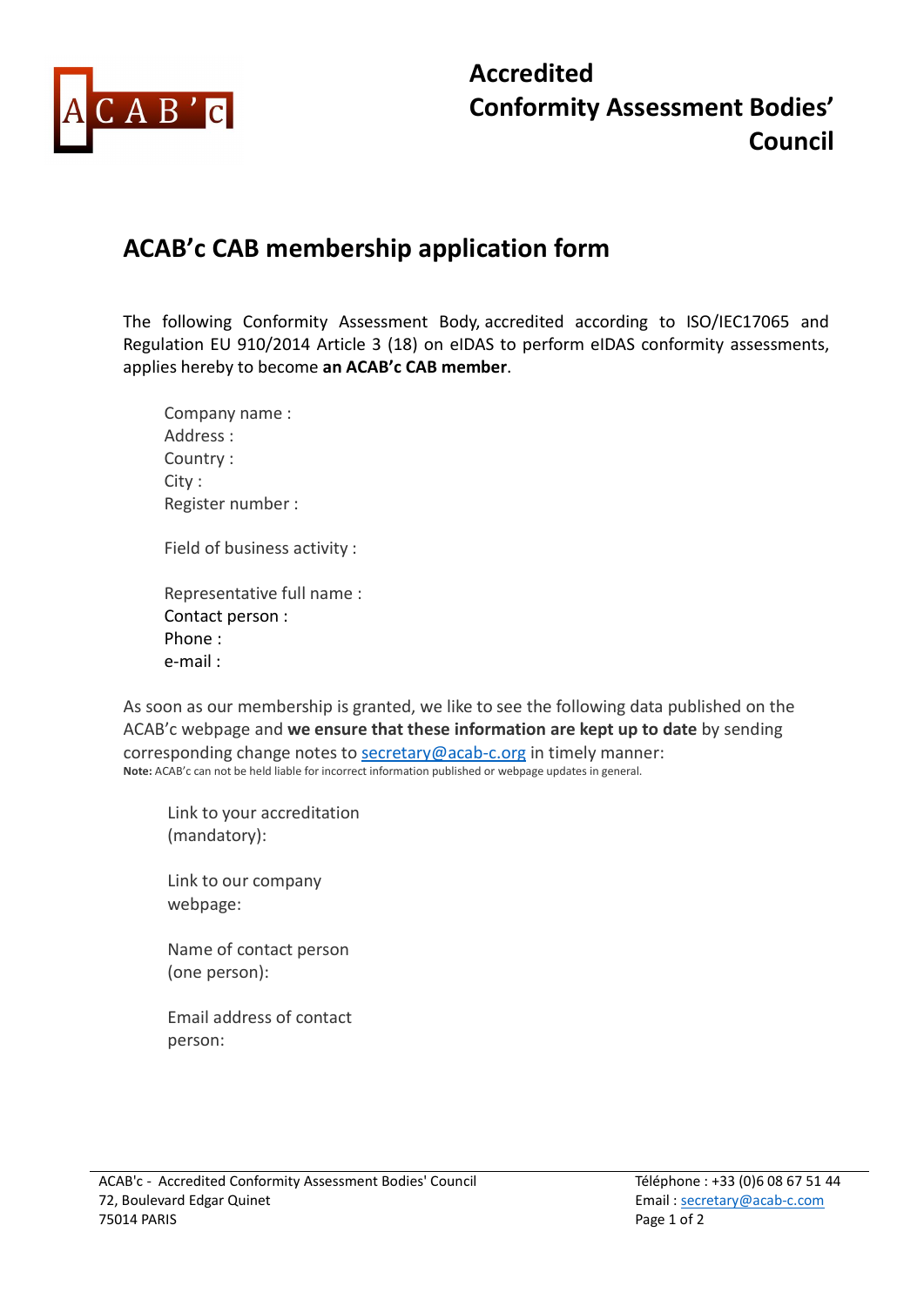# Accredited Conformity Assessment Bodies' Council

## ACAB'c CAB membership application form

The following Conformity Assessment Body, accredited according to ISO/IEC17065 and Regulation EU 910/2014 Article 3 (18) on eIDAS to perform eIDAS conformity assessments, applies hereby to become **an ACAB'c CAB member**.

Company name :
Address :
Country :
City :
Register number :

Field of business activity :

Representative full name :
Contact person :
Phone :
e-mail :

As soon as our membership is granted, we like to see the following data published on the ACAB'c webpage and **we ensure that these information are kept up to date** by sending corresponding change notes to secretary@acab-c.org in timely manner:
**Note:** ACAB'c can not be held liable for incorrect information published or webpage updates in general.

Link to your accreditation (mandatory):

Link to our company webpage:

Name of contact person (one person):

Email address of contact person:

ACAB'c - Accredited Conformity Assessment Bodies' Council
72, Boulevard Edgar Quinet
75014 PARIS

Téléphone : +33 (0)6 08 67 51 44
Email : secretary@acab-c.com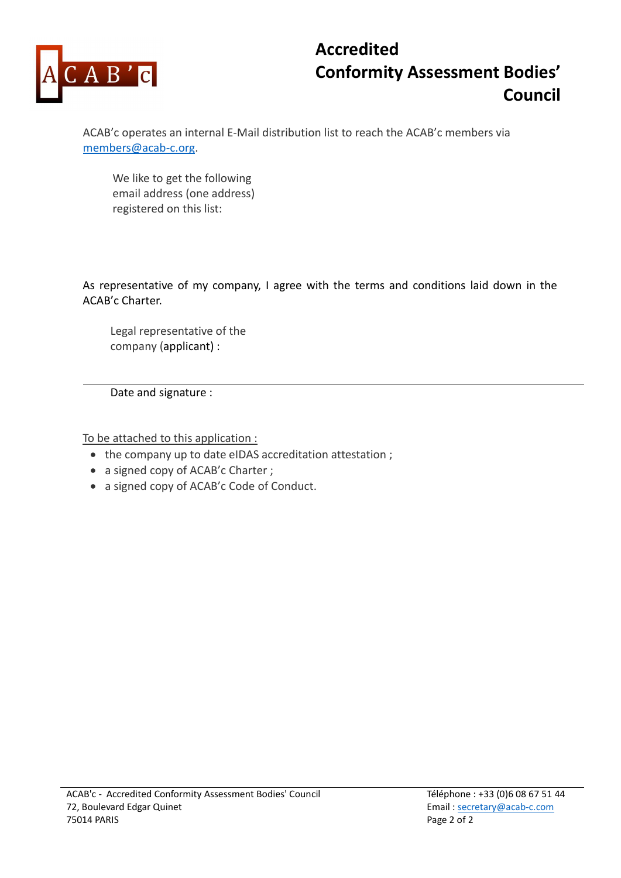ACAB'c operates an internal E-Mail distribution list to reach the ACAB'c members via members@acab-c.org.

We like to get the following email address (one address) registered on this list:

As representative of my company, I agree with the terms and conditions laid down in the ACAB'c Charter.

Legal representative of the company (applicant) :

Date and signature :

To be attached to this application :

- the company up to date eIDAS accreditation attestation ;
- a signed copy of ACAB'c Charter ;
- a signed copy of ACAB'c Code of Conduct.